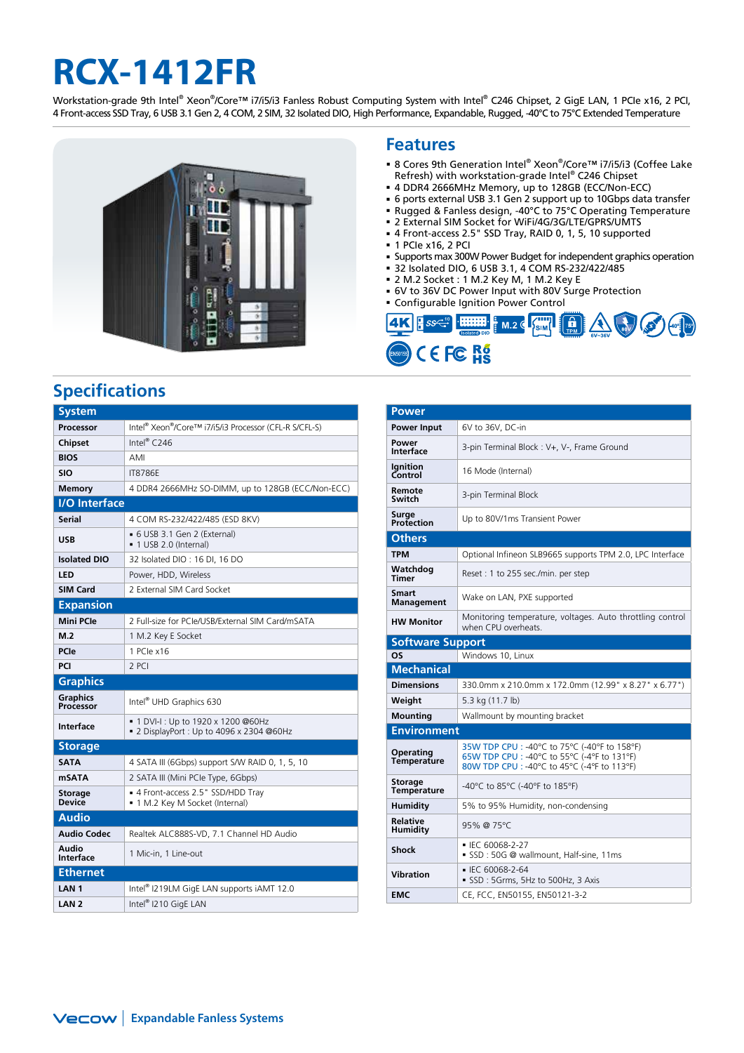# RCX-1412FR

Workstation-grade 9th Intel® Xeon®/Core™ i7/i5/i3 Fanless Robust Computing System with Intel® C246 Chipset, 2 GigE LAN, 1 PCIe x16, 2 PCI, 4 Front-access SSD Tray, 6 USB 3.1 Gen 2, 4 COM, 2 SIM, 32 Isolated DIO, High Performance, Expandable, Rugged, -40°C to 75°C Extended Temperature

## Features

- 8 Cores 9th Generation Intel® Xeon®/Core™ i7/i5/i3 (Coffee Lake Refresh) with workstation-grade Intel® C246 Chipset
- 4 DDR4 2666MHz Memory, up to 128GB (ECC/Non-ECC)
- 6 ports external USB 3.1 Gen 2 support up to 10Gbps data transfer
- Rugged & Fanless design, -40°C to 75°C Operating Temperature
- 2 External SIM Socket for WiFi/4G/3G/LTE/GPRS/UMTS
- 4 Front-access 2.5" SSD Tray, RAID 0, 1, 5, 10 supported
- 1 PCIe x16, 2 PCI
- Supports max 300W Power Budget for independent graphics operation
- 32 Isolated DIO, 6 USB 3.1, 4 COM RS-232/422/485
- 2 M.2 Socket : 1 M.2 Key M, 1 M.2 Key E
- 6V to 36V DC Power Input with 80V Surge Protection
- Configurable Ignition Power Control

## Specifications

| System | |
|---|---|
| Processor | Intel® Xeon®/Core™ i7/i5/i3 Processor (CFL-R S/CFL-S) |
| Chipset | Intel® C246 |
| BIOS | AMI |
| SIO | IT8786E |
| Memory | 4 DDR4 2666MHz SO-DIMM, up to 128GB (ECC/Non-ECC) |
| **I/O Interface** | |
| Serial | 4 COM RS-232/422/485 (ESD 8KV) |
| USB | • 6 USB 3.1 Gen 2 (External)<br>• 1 USB 2.0 (Internal) |
| Isolated DIO | 32 Isolated DIO : 16 DI, 16 DO |
| LED | Power, HDD, Wireless |
| SIM Card | 2 External SIM Card Socket |
| **Expansion** | |
| Mini PCIe | 2 Full-size for PCIe/USB/External SIM Card/mSATA |
| M.2 | 1 M.2 Key E Socket |
| PCIe | 1 PCIe x16 |
| PCI | 2 PCI |
| **Graphics** | |
| Graphics Processor | Intel® UHD Graphics 630 |
| Interface | • 1 DVI-I : Up to 1920 x 1200 @60Hz<br>• 2 DisplayPort : Up to 4096 x 2304 @60Hz |
| **Storage** | |
| SATA | 4 SATA III (6Gbps) support S/W RAID 0, 1, 5, 10 |
| mSATA | 2 SATA III (Mini PCIe Type, 6Gbps) |
| Storage Device | • 4 Front-access 2.5" SSD/HDD Tray<br>• 1 M.2 Key M Socket (Internal) |
| **Audio** | |
| Audio Codec | Realtek ALC888S-VD, 7.1 Channel HD Audio |
| Audio Interface | 1 Mic-in, 1 Line-out |
| **Ethernet** | |
| LAN 1 | Intel® I219LM GigE LAN supports iAMT 12.0 |
| LAN 2 | Intel® I210 GigE LAN |

| Power | |
|---|---|
| Power Input | 6V to 36V, DC-in |
| Power Interface | 3-pin Terminal Block : V+, V-, Frame Ground |
| Ignition Control | 16 Mode (Internal) |
| Remote Switch | 3-pin Terminal Block |
| Surge Protection | Up to 80V/1ms Transient Power |
| **Others** | |
| TPM | Optional Infineon SLB9665 supports TPM 2.0, LPC Interface |
| Watchdog Timer | Reset : 1 to 255 sec./min. per step |
| Smart Management | Wake on LAN, PXE supported |
| HW Monitor | Monitoring temperature, voltages. Auto throttling control when CPU overheats. |
| **Software Support** | |
| OS | Windows 10, Linux |
| **Mechanical** | |
| Dimensions | 330.0mm x 210.0mm x 172.0mm (12.99" x 8.27" x 6.77") |
| Weight | 5.3 kg (11.7 lb) |
| Mounting | Wallmount by mounting bracket |
| **Environment** | |
| Operating Temperature | 35W TDP CPU : -40°C to 75°C (-40°F to 158°F)<br>65W TDP CPU : -40°C to 55°C (-4°F to 131°F)<br>80W TDP CPU : -40°C to 45°C (-4°F to 113°F) |
| Storage Temperature | -40°C to 85°C (-40°F to 185°F) |
| Humidity | 5% to 95% Humidity, non-condensing |
| Relative Humidity | 95% @ 75°C |
| Shock | • IEC 60068-2-27<br>• SSD : 50G @ wallmount, Half-sine, 11ms |
| Vibration | • IEC 60068-2-64<br>• SSD : 5Grms, 5Hz to 500Hz, 3 Axis |
| EMC | CE, FCC, EN50155, EN50121-3-2 |

Vecow | Expandable Fanless Systems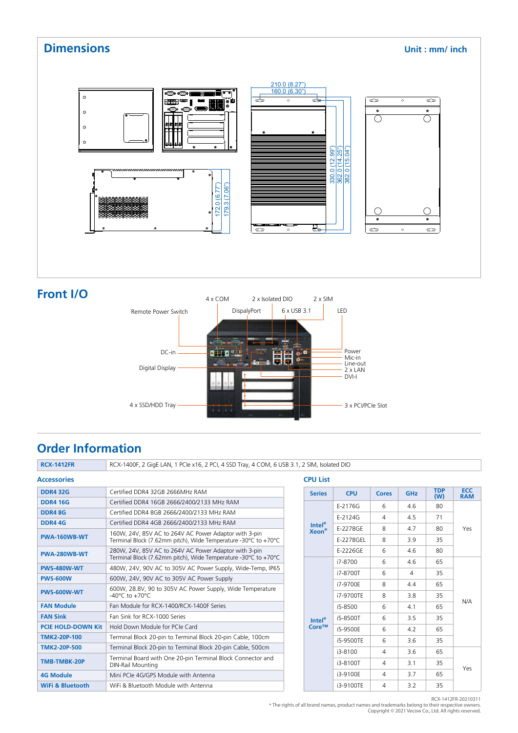## Dimensions

Unit : mm/ inch

210.0 (8.27")
160.0 (6.30")
330.0 (12.99")
362.0 (14.25")
382.0 (15.04")
172.0 (6.77")
179.3 (7.06")

## Front I/O

4 x COM
2 x Isolated DIO
2 x SIM
Remote Power Switch
DispalyPort
6 x USB 3.1
LED
DC-in
Digital Display
4 x SSD/HDD Tray
Power
Mic-in
Line-out
2 x LAN
DVI-I
3 x PCI/PCIe Slot

## Order Information

| | |
|---|---|
| **RCX-1412FR** | RCX-1400F, 2 GigE LAN, 1 PCIe x16, 2 PCI, 4 SSD Tray, 4 COM, 6 USB 3.1, 2 SIM, Isolated DIO |

### Accessories

| | |
|---|---|
| **DDR4 32G** | Certified DDR4 32GB 2666MHz RAM |
| **DDR4 16G** | Certified DDR4 16GB 2666/2400/2133 MHz RAM |
| **DDR4 8G** | Certified DDR4 8GB 2666/2400/2133 MHz RAM |
| **DDR4 4G** | Certified DDR4 4GB 2666/2400/2133 MHz RAM |
| **PWA-160WB-WT** | 160W, 24V, 85V AC to 264V AC Power Adaptor with 3-pin Terminal Block (7.62mm pitch), Wide Temperature -30°C to +70°C |
| **PWA-280WB-WT** | 280W, 24V, 85V AC to 264V AC Power Adaptor with 3-pin Terminal Block (7.62mm pitch), Wide Temperature -30°C to +70°C |
| **PWS-480W-WT** | 480W, 24V, 90V AC to 305V AC Power Supply, Wide-Temp, IP65 |
| **PWS-600W** | 600W, 24V, 90V AC to 305V AC Power Supply |
| **PWS-600W-WT** | 600W, 28.8V, 90 to 305V AC Power Supply, Wide Temperature -40°C to +70°C |
| **FAN Module** | Fan Module for RCX-1400/RCX-1400F Series |
| **FAN Sink** | Fan Sink for RCX-1000 Series |
| **PCIE HOLD-DOWN Kit** | Hold Down Module for PCIe Card |
| **TMK2-20P-100** | Terminal Block 20-pin to Terminal Block 20-pin Cable, 100cm |
| **TMK2-20P-500** | Terminal Block 20-pin to Terminal Block 20-pin Cable, 500cm |
| **TMB-TMBK-20P** | Terminal Board with One 20-pin Terminal Block Connector and DIN-Rail Mounting |
| **4G Module** | Mini PCIe 4G/GPS Module with Antenna |
| **WiFi & Bluetooth** | WiFi & Bluetooth Module with Antenna |

### CPU List

| Series | CPU | Cores | GHz | TDP (W) | ECC RAM |
|---|---|---|---|---|---|
| Intel® Xeon® | E-2176G | 6 | 4.6 | 80 | Yes |
| | E-2124G | 4 | 4.5 | 71 | |
| | E-2278GE | 8 | 4.7 | 80 | |
| | E-2278GEL | 8 | 3.9 | 35 | |
| | E-2226GE | 6 | 4.6 | 80 | |
| Intel® Core™ | i7-8700 | 6 | 4.6 | 65 | N/A |
| | i7-8700T | 6 | 4 | 35 | |
| | i7-9700E | 8 | 4.4 | 65 | |
| | i7-9700TE | 8 | 3.8 | 35 | |
| | i5-8500 | 6 | 4.1 | 65 | |
| | i5-8500T | 6 | 3.5 | 35 | |
| | i5-9500E | 6 | 4.2 | 65 | |
| | i5-9500TE | 6 | 3.6 | 35 | |
| | i3-8100 | 4 | 3.6 | 65 | Yes |
| | i3-8100T | 4 | 3.1 | 35 | |
| | i3-9100E | 4 | 3.7 | 65 | |
| | i3-9100TE | 4 | 3.2 | 35 | |

RCX-1412FR-20210311
* The rights of all brand names, product names and trademarks belong to their respective owners.
Copyright © 2021 Vecow Co., Ltd. All rights reserved.